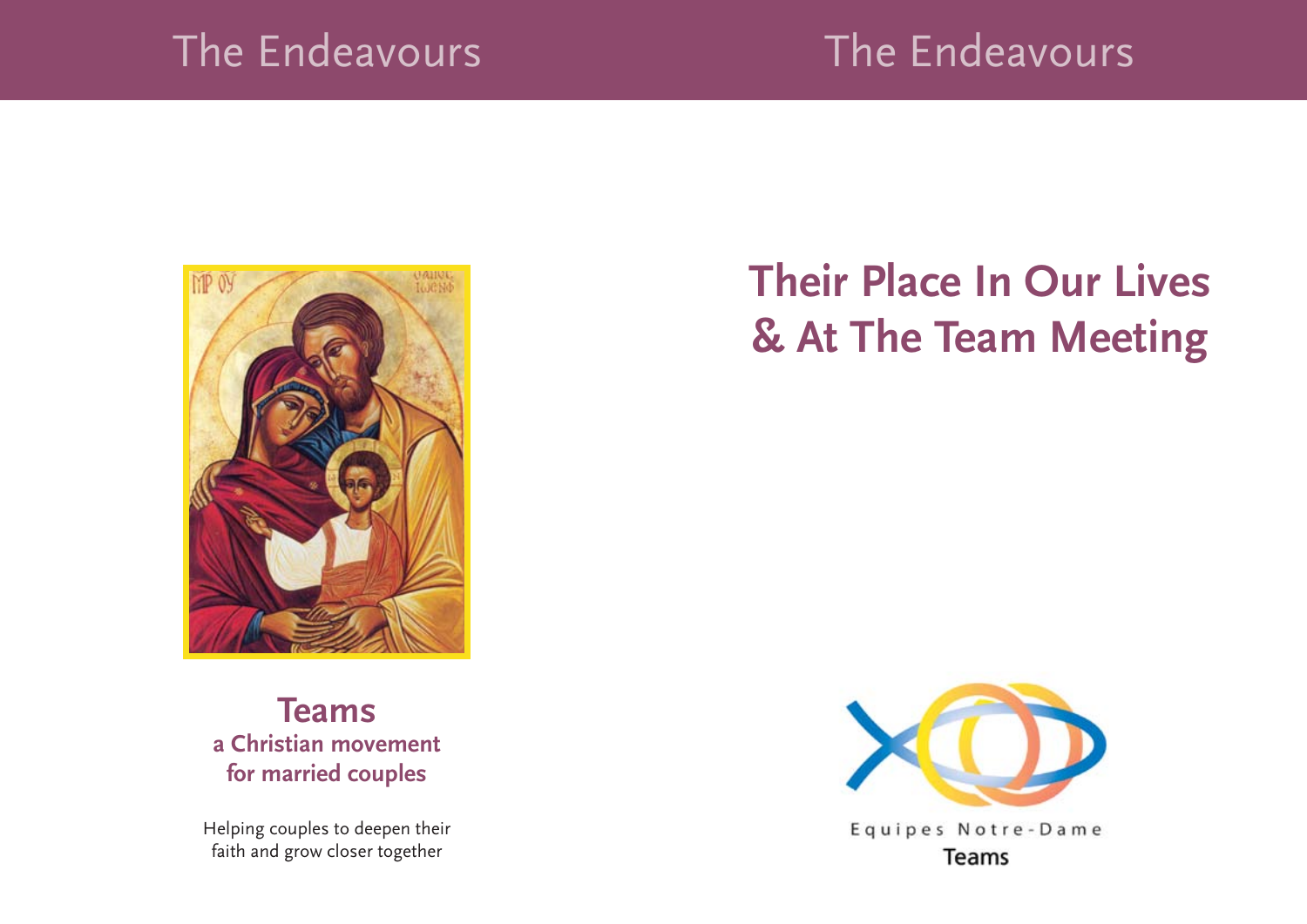# The Endeavours

**Teams**
**a Christian movement for married couples**

Helping couples to deepen their faith and grow closer together

# The Endeavours

## Their Place In Our Lives & At The Team Meeting

Equipes Notre-Dame
Teams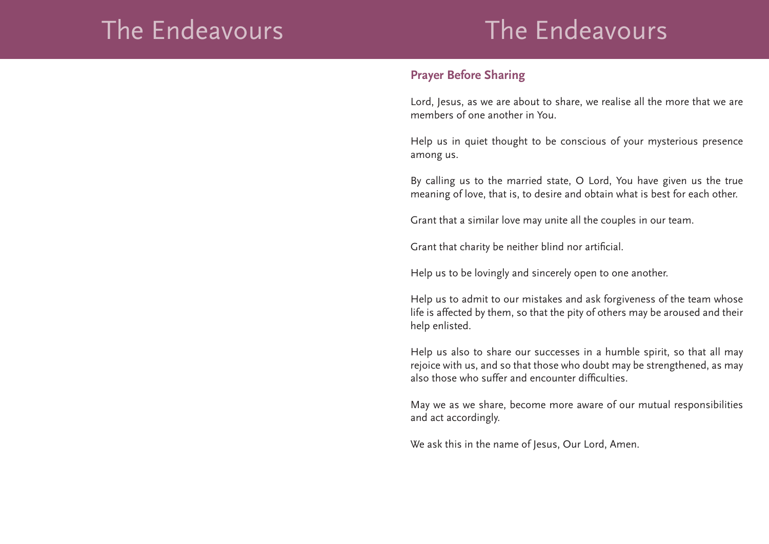## Prayer Before Sharing

Lord, Jesus, as we are about to share, we realise all the more that we are members of one another in You.

Help us in quiet thought to be conscious of your mysterious presence among us.

By calling us to the married state, O Lord, You have given us the true meaning of love, that is, to desire and obtain what is best for each other.

Grant that a similar love may unite all the couples in our team.

Grant that charity be neither blind nor artificial.

Help us to be lovingly and sincerely open to one another.

Help us to admit to our mistakes and ask forgiveness of the team whose life is affected by them, so that the pity of others may be aroused and their help enlisted.

Help us also to share our successes in a humble spirit, so that all may rejoice with us, and so that those who doubt may be strengthened, as may also those who suffer and encounter difficulties.

May we as we share, become more aware of our mutual responsibilities and act accordingly.

We ask this in the name of Jesus, Our Lord, Amen.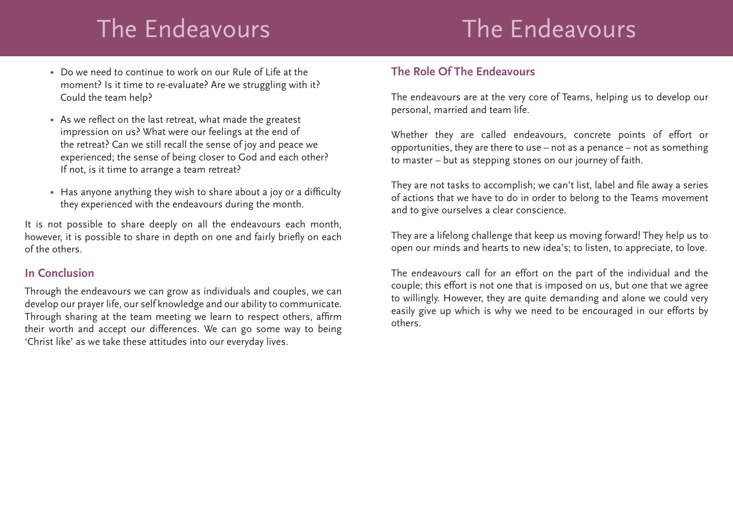- Do we need to continue to work on our Rule of Life at the moment? Is it time to re-evaluate? Are we struggling with it? Could the team help?
- As we reflect on the last retreat, what made the greatest impression on us? What were our feelings at the end of the retreat? Can we still recall the sense of joy and peace we experienced; the sense of being closer to God and each other? If not, is it time to arrange a team retreat?
- Has anyone anything they wish to share about a joy or a difficulty they experienced with the endeavours during the month.

It is not possible to share deeply on all the endeavours each month, however, it is possible to share in depth on one and fairly briefly on each of the others.

## In Conclusion

Through the endeavours we can grow as individuals and couples, we can develop our prayer life, our self knowledge and our ability to communicate. Through sharing at the team meeting we learn to respect others, affirm their worth and accept our differences. We can go some way to being 'Christ like' as we take these attitudes into our everyday lives.

## The Role Of The Endeavours

The endeavours are at the very core of Teams, helping us to develop our personal, married and team life.

Whether they are called endeavours, concrete points of effort or opportunities, they are there to use – not as a penance – not as something to master – but as stepping stones on our journey of faith.

They are not tasks to accomplish; we can't list, label and file away a series of actions that we have to do in order to belong to the Teams movement and to give ourselves a clear conscience.

They are a lifelong challenge that keep us moving forward! They help us to open our minds and hearts to new idea's; to listen, to appreciate, to love.

The endeavours call for an effort on the part of the individual and the couple; this effort is not one that is imposed on us, but one that we agree to willingly. However, they are quite demanding and alone we could very easily give up which is why we need to be encouraged in our efforts by others.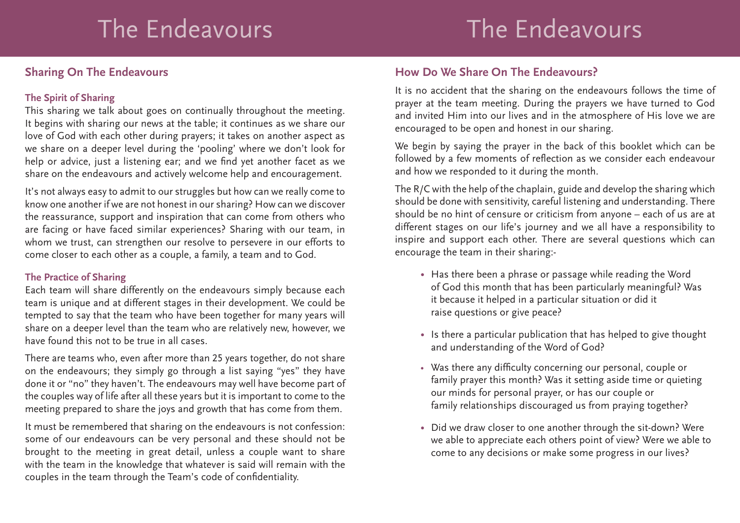# The Endeavours

## Sharing On The Endeavours

### The Spirit of Sharing

This sharing we talk about goes on continually throughout the meeting. It begins with sharing our news at the table; it continues as we share our love of God with each other during prayers; it takes on another aspect as we share on a deeper level during the 'pooling' where we don't look for help or advice, just a listening ear; and we find yet another facet as we share on the endeavours and actively welcome help and encouragement.

It's not always easy to admit to our struggles but how can we really come to know one another if we are not honest in our sharing? How can we discover the reassurance, support and inspiration that can come from others who are facing or have faced similar experiences? Sharing with our team, in whom we trust, can strengthen our resolve to persevere in our efforts to come closer to each other as a couple, a family, a team and to God.

### The Practice of Sharing

Each team will share differently on the endeavours simply because each team is unique and at different stages in their development. We could be tempted to say that the team who have been together for many years will share on a deeper level than the team who are relatively new, however, we have found this not to be true in all cases.

There are teams who, even after more than 25 years together, do not share on the endeavours; they simply go through a list saying "yes" they have done it or "no" they haven't. The endeavours may well have become part of the couples way of life after all these years but it is important to come to the meeting prepared to share the joys and growth that has come from them.

It must be remembered that sharing on the endeavours is not confession: some of our endeavours can be very personal and these should not be brought to the meeting in great detail, unless a couple want to share with the team in the knowledge that whatever is said will remain with the couples in the team through the Team's code of confidentiality.

## How Do We Share On The Endeavours?

It is no accident that the sharing on the endeavours follows the time of prayer at the team meeting. During the prayers we have turned to God and invited Him into our lives and in the atmosphere of His love we are encouraged to be open and honest in our sharing.

We begin by saying the prayer in the back of this booklet which can be followed by a few moments of reflection as we consider each endeavour and how we responded to it during the month.

The R/C with the help of the chaplain, guide and develop the sharing which should be done with sensitivity, careful listening and understanding. There should be no hint of censure or criticism from anyone – each of us are at different stages on our life's journey and we all have a responsibility to inspire and support each other. There are several questions which can encourage the team in their sharing:-

- Has there been a phrase or passage while reading the Word of God this month that has been particularly meaningful? Was it because it helped in a particular situation or did it raise questions or give peace?
- Is there a particular publication that has helped to give thought and understanding of the Word of God?
- Was there any difficulty concerning our personal, couple or family prayer this month? Was it setting aside time or quieting our minds for personal prayer, or has our couple or family relationships discouraged us from praying together?
- Did we draw closer to one another through the sit-down? Were we able to appreciate each others point of view? Were we able to come to any decisions or make some progress in our lives?